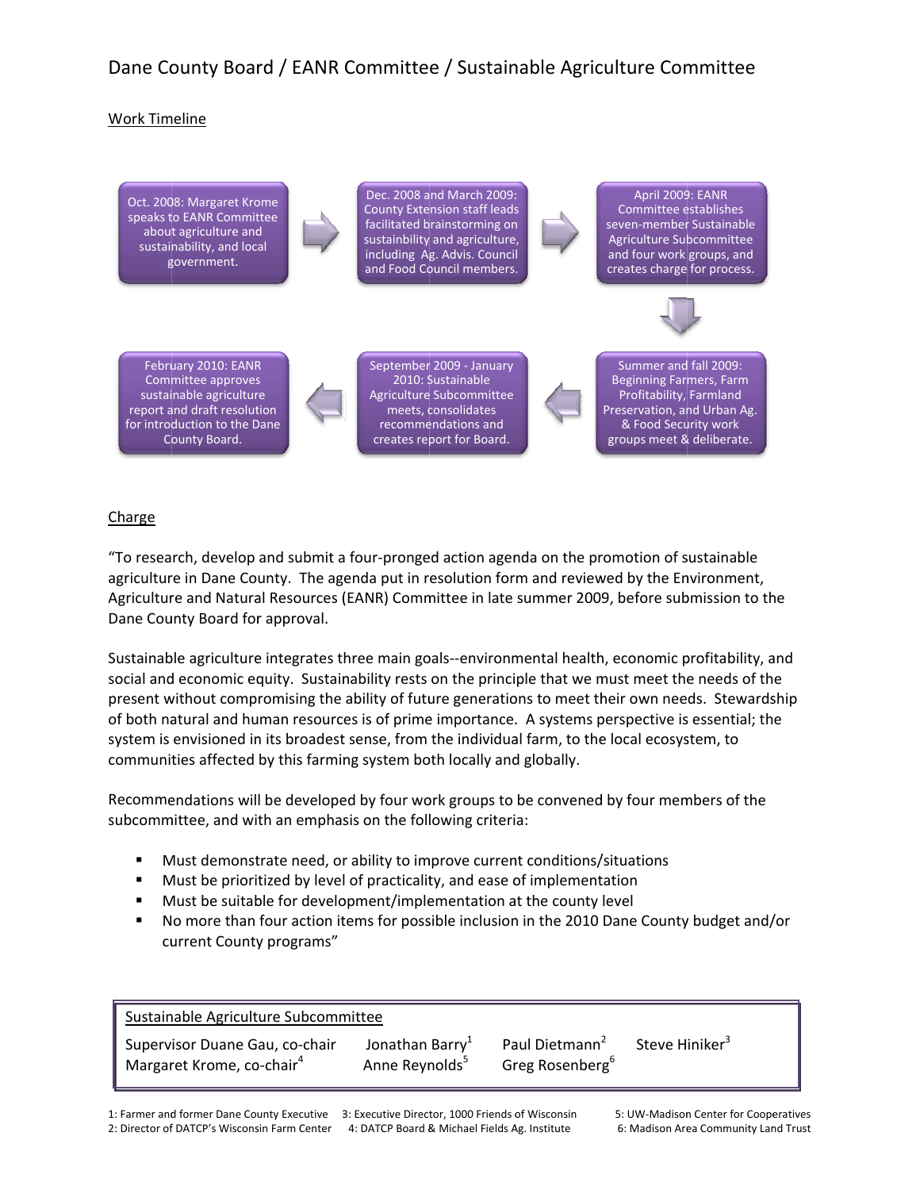# Dane County Board / EANR Committee / Sustainable Agriculture Committee

## Work Timeline

1. Oct. 2008: Margaret Krome speaks to EANR Committee about agriculture and sustainability, and local government.
2. Dec. 2008 and March 2009: County Extension staff leads facilitated brainstorming on sustainbility and agriculture, including Ag. Advis. Council and Food Council members.
3. April 2009: EANR Committee establishes seven-member Sustainable Agriculture Subcommittee and four work groups, and creates charge for process.
4. Summer and fall 2009: Beginning Farmers, Farm Profitability, Farmland Preservation, and Urban Ag. & Food Security work groups meet & deliberate.
5. September 2009 - January 2010: Sustainable Agriculture Subcommittee meets, consolidates recommendations and creates report for Board.
6. February 2010: EANR Committee approves sustainable agriculture report and draft resolution for introduction to the Dane County Board.

## Charge

"To research, develop and submit a four-pronged action agenda on the promotion of sustainable agriculture in Dane County. The agenda put in resolution form and reviewed by the Environment, Agriculture and Natural Resources (EANR) Committee in late summer 2009, before submission to the Dane County Board for approval.

Sustainable agriculture integrates three main goals--environmental health, economic profitability, and social and economic equity. Sustainability rests on the principle that we must meet the needs of the present without compromising the ability of future generations to meet their own needs. Stewardship of both natural and human resources is of prime importance. A systems perspective is essential; the system is envisioned in its broadest sense, from the individual farm, to the local ecosystem, to communities affected by this farming system both locally and globally.

Recommendations will be developed by four work groups to be convened by four members of the subcommittee, and with an emphasis on the following criteria:

- Must demonstrate need, or ability to improve current conditions/situations
- Must be prioritized by level of practicality, and ease of implementation
- Must be suitable for development/implementation at the county level
- No more than four action items for possible inclusion in the 2010 Dane County budget and/or current County programs"

| Sustainable Agriculture Subcommittee | | | |
|---|---|---|---|
| Supervisor Duane Gau, co-chair | Jonathan Barry[1] | Paul Dietmann[2] | Steve Hiniker[3] |
| Margaret Krome, co-chair[4] | Anne Reynolds[5] | Greg Rosenberg[6] | |

1: Farmer and former Dane County Executive
2: Director of DATCP's Wisconsin Farm Center
3: Executive Director, 1000 Friends of Wisconsin
4: DATCP Board & Michael Fields Ag. Institute
5: UW-Madison Center for Cooperatives
6: Madison Area Community Land Trust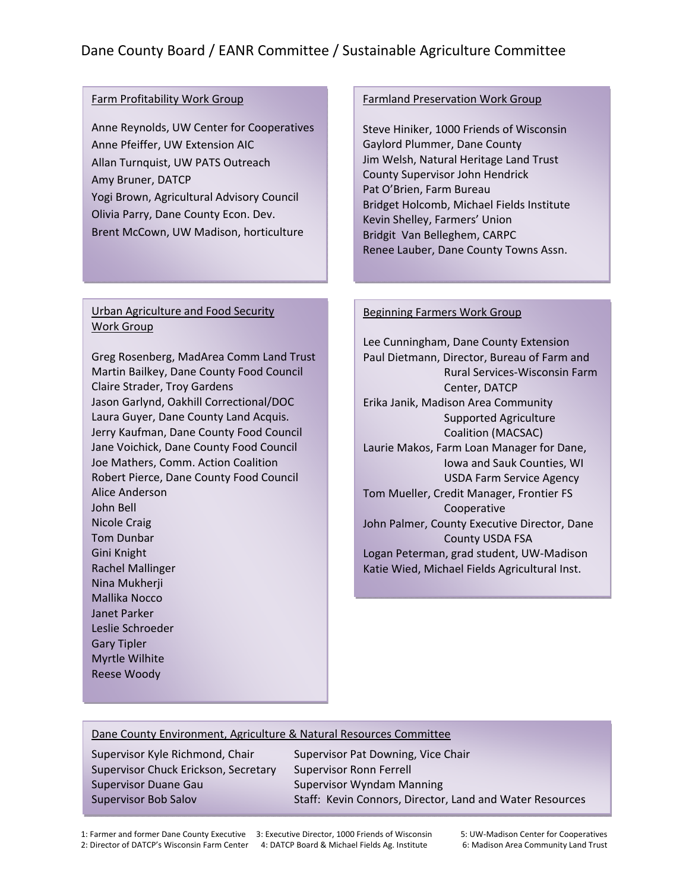# Dane County Board / EANR Committee / Sustainable Agriculture Committee

## Farm Profitability Work Group

Anne Reynolds, UW Center for Cooperatives
Anne Pfeiffer, UW Extension AIC
Allan Turnquist, UW PATS Outreach
Amy Bruner, DATCP
Yogi Brown, Agricultural Advisory Council
Olivia Parry, Dane County Econ. Dev.
Brent McCown, UW Madison, horticulture

## Farmland Preservation Work Group

Steve Hiniker, 1000 Friends of Wisconsin
Gaylord Plummer, Dane County
Jim Welsh, Natural Heritage Land Trust
County Supervisor John Hendrick
Pat O'Brien, Farm Bureau
Bridget Holcomb, Michael Fields Institute
Kevin Shelley, Farmers' Union
Bridgit Van Belleghem, CARPC
Renee Lauber, Dane County Towns Assn.

## Urban Agriculture and Food Security Work Group

Greg Rosenberg, MadArea Comm Land Trust
Martin Bailkey, Dane County Food Council
Claire Strader, Troy Gardens
Jason Garlynd, Oakhill Correctional/DOC
Laura Guyer, Dane County Land Acquis.
Jerry Kaufman, Dane County Food Council
Jane Voichick, Dane County Food Council
Joe Mathers, Comm. Action Coalition
Robert Pierce, Dane County Food Council
Alice Anderson
John Bell
Nicole Craig
Tom Dunbar
Gini Knight
Rachel Mallinger
Nina Mukherji
Mallika Nocco
Janet Parker
Leslie Schroeder
Gary Tipler
Myrtle Wilhite
Reese Woody

## Beginning Farmers Work Group

Lee Cunningham, Dane County Extension
Paul Dietmann, Director, Bureau of Farm and Rural Services-Wisconsin Farm Center, DATCP
Erika Janik, Madison Area Community Supported Agriculture Coalition (MACSAC)
Laurie Makos, Farm Loan Manager for Dane, Iowa and Sauk Counties, WI USDA Farm Service Agency
Tom Mueller, Credit Manager, Frontier FS Cooperative
John Palmer, County Executive Director, Dane County USDA FSA
Logan Peterman, grad student, UW-Madison
Katie Wied, Michael Fields Agricultural Inst.

## Dane County Environment, Agriculture & Natural Resources Committee

Supervisor Kyle Richmond, Chair
Supervisor Pat Downing, Vice Chair
Supervisor Chuck Erickson, Secretary
Supervisor Ronn Ferrell
Supervisor Duane Gau
Supervisor Wyndam Manning
Supervisor Bob Salov
Staff: Kevin Connors, Director, Land and Water Resources

1: Farmer and former Dane County Executive
2: Director of DATCP's Wisconsin Farm Center
3: Executive Director, 1000 Friends of Wisconsin
4: DATCP Board & Michael Fields Ag. Institute
5: UW-Madison Center for Cooperatives
6: Madison Area Community Land Trust